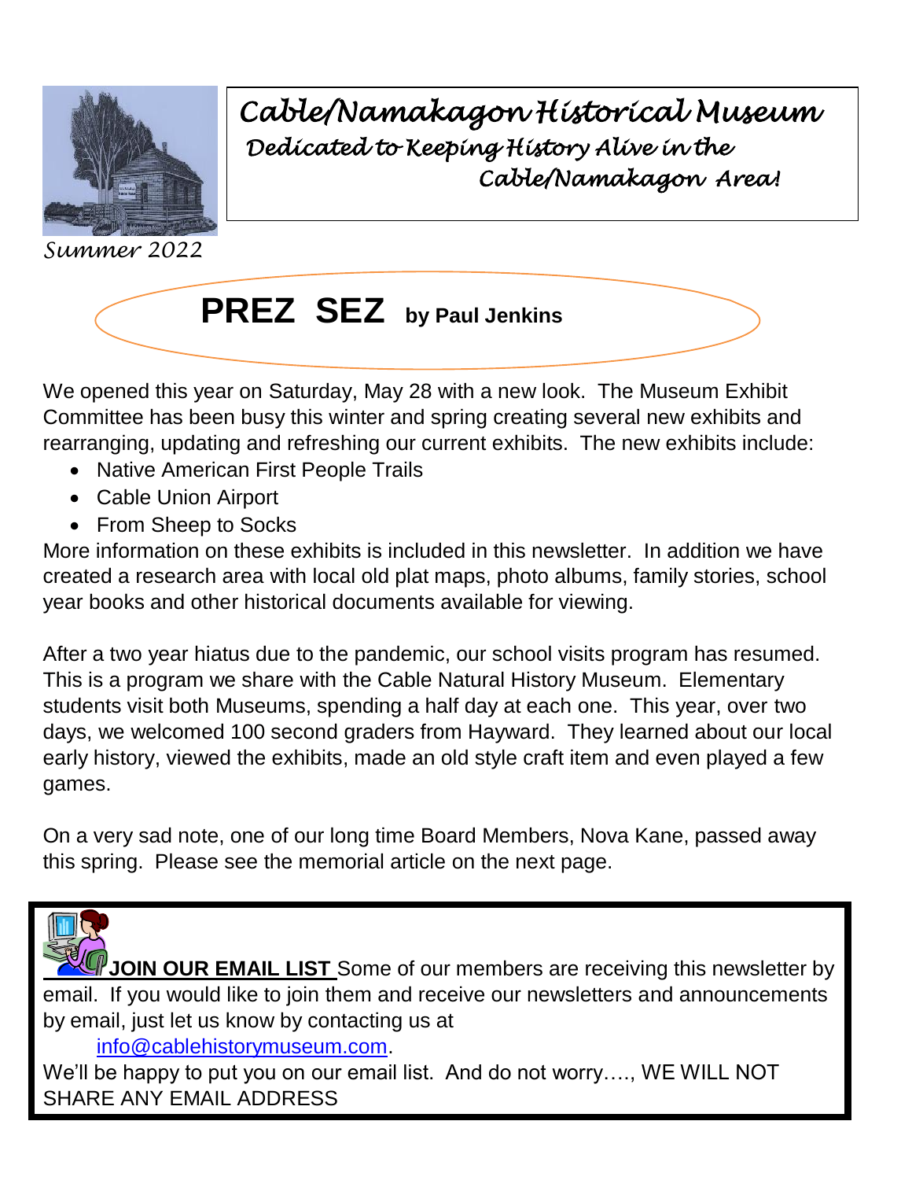# *Cable/Namakagon Historical Museum*

*Dedicated to Keeping History Alive in the Cable/Namakagon Area!*

*Summer 2022*

## PREZ SEZ **by Paul Jenkins**

We opened this year on Saturday, May 28 with a new look. The Museum Exhibit Committee has been busy this winter and spring creating several new exhibits and rearranging, updating and refreshing our current exhibits. The new exhibits include:

- Native American First People Trails
- Cable Union Airport
- From Sheep to Socks

More information on these exhibits is included in this newsletter. In addition we have created a research area with local old plat maps, photo albums, family stories, school year books and other historical documents available for viewing.

After a two year hiatus due to the pandemic, our school visits program has resumed. This is a program we share with the Cable Natural History Museum. Elementary students visit both Museums, spending a half day at each one. This year, over two days, we welcomed 100 second graders from Hayward. They learned about our local early history, viewed the exhibits, made an old style craft item and even played a few games.

On a very sad note, one of our long time Board Members, Nova Kane, passed away this spring. Please see the memorial article on the next page.

**JOIN OUR EMAIL LIST** Some of our members are receiving this newsletter by email. If you would like to join them and receive our newsletters and announcements by email, just let us know by contacting us at

info@cablehistorymuseum.com.

We'll be happy to put you on our email list. And do not worry…., WE WILL NOT SHARE ANY EMAIL ADDRESS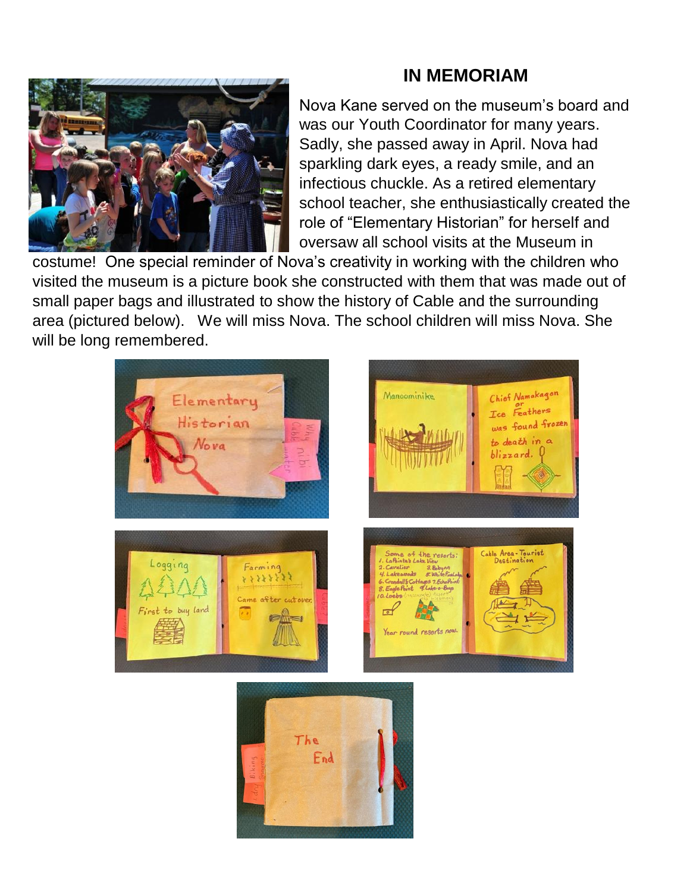## IN MEMORIAM

Nova Kane served on the museum's board and was our Youth Coordinator for many years. Sadly, she passed away in April. Nova had sparkling dark eyes, a ready smile, and an infectious chuckle. As a retired elementary school teacher, she enthusiastically created the role of "Elementary Historian" for herself and oversaw all school visits at the Museum in costume! One special reminder of Nova's creativity in working with the children who visited the museum is a picture book she constructed with them that was made out of small paper bags and illustrated to show the history of Cable and the surrounding area (pictured below). We will miss Nova. The school children will miss Nova. She will be long remembered.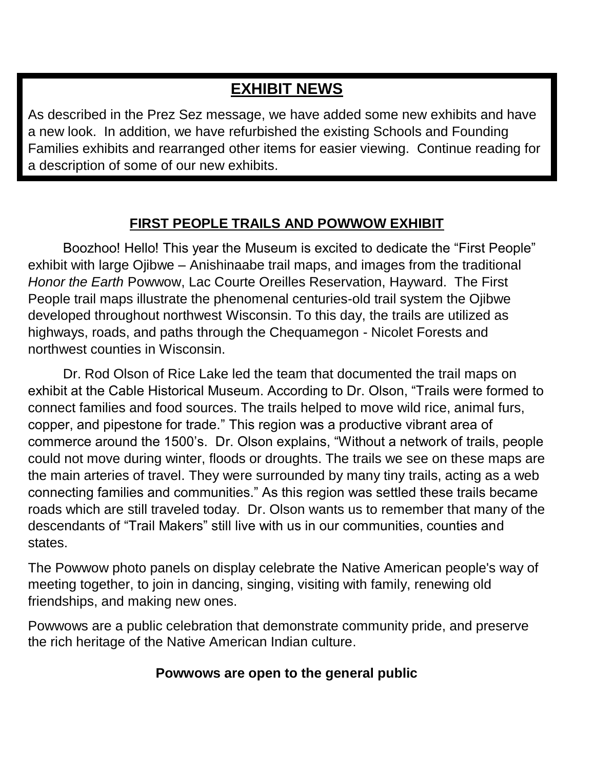## EXHIBIT NEWS

As described in the Prez Sez message, we have added some new exhibits and have a new look. In addition, we have refurbished the existing Schools and Founding Families exhibits and rearranged other items for easier viewing. Continue reading for a description of some of our new exhibits.

### FIRST PEOPLE TRAILS AND POWWOW EXHIBIT

Boozhoo! Hello! This year the Museum is excited to dedicate the "First People" exhibit with large Ojibwe – Anishinaabe trail maps, and images from the traditional *Honor the Earth* Powwow, Lac Courte Oreilles Reservation, Hayward. The First People trail maps illustrate the phenomenal centuries-old trail system the Ojibwe developed throughout northwest Wisconsin. To this day, the trails are utilized as highways, roads, and paths through the Chequamegon - Nicolet Forests and northwest counties in Wisconsin.

Dr. Rod Olson of Rice Lake led the team that documented the trail maps on exhibit at the Cable Historical Museum. According to Dr. Olson, "Trails were formed to connect families and food sources. The trails helped to move wild rice, animal furs, copper, and pipestone for trade." This region was a productive vibrant area of commerce around the 1500's. Dr. Olson explains, "Without a network of trails, people could not move during winter, floods or droughts. The trails we see on these maps are the main arteries of travel. They were surrounded by many tiny trails, acting as a web connecting families and communities." As this region was settled these trails became roads which are still traveled today. Dr. Olson wants us to remember that many of the descendants of "Trail Makers" still live with us in our communities, counties and states.

The Powwow photo panels on display celebrate the Native American people's way of meeting together, to join in dancing, singing, visiting with family, renewing old friendships, and making new ones.

Powwows are a public celebration that demonstrate community pride, and preserve the rich heritage of the Native American Indian culture.

**Powwows are open to the general public**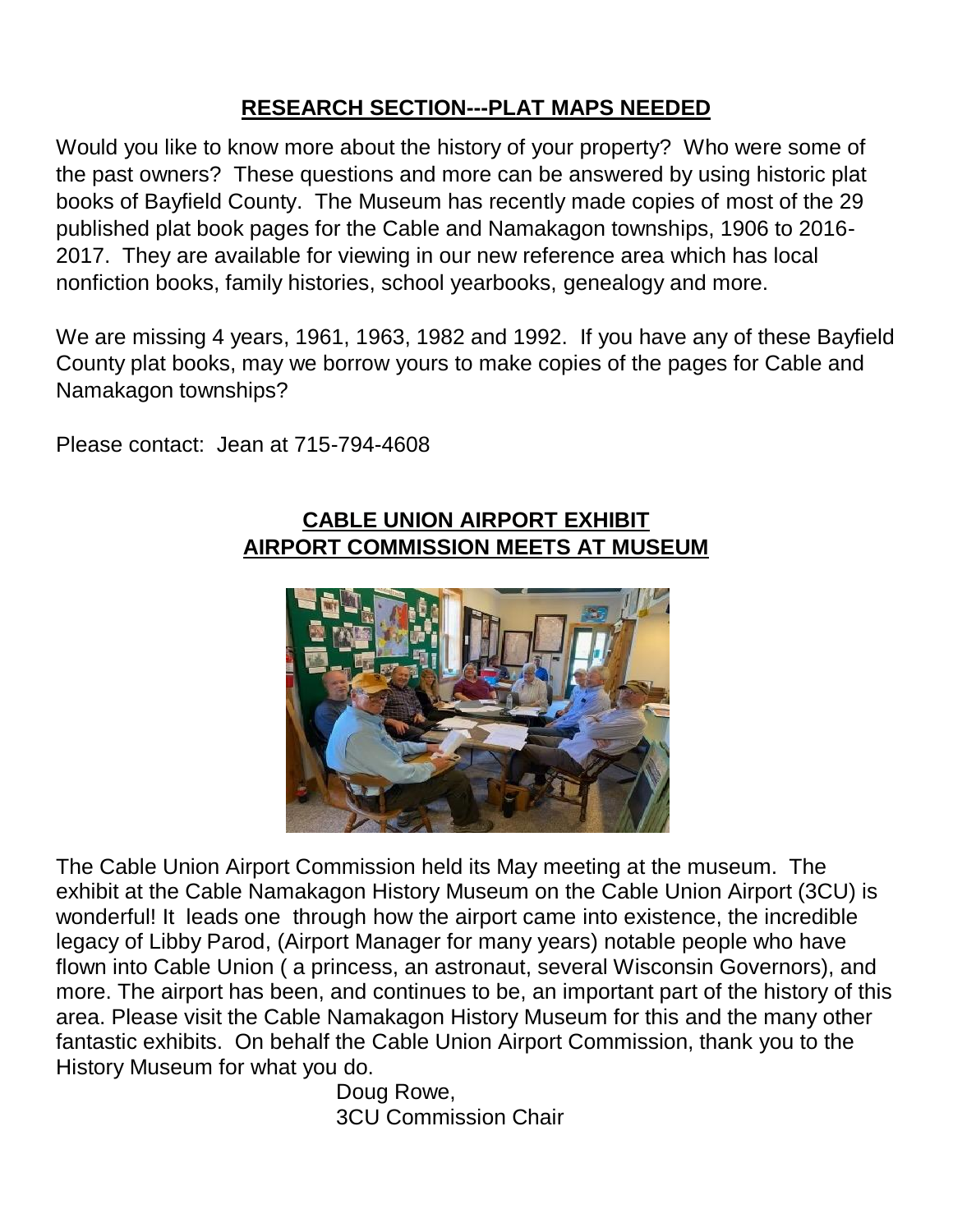## RESEARCH SECTION---PLAT MAPS NEEDED

Would you like to know more about the history of your property? Who were some of the past owners? These questions and more can be answered by using historic plat books of Bayfield County. The Museum has recently made copies of most of the 29 published plat book pages for the Cable and Namakagon townships, 1906 to 2016-2017. They are available for viewing in our new reference area which has local nonfiction books, family histories, school yearbooks, genealogy and more.

We are missing 4 years, 1961, 1963, 1982 and 1992. If you have any of these Bayfield County plat books, may we borrow yours to make copies of the pages for Cable and Namakagon townships?

Please contact: Jean at 715-794-4608

## CABLE UNION AIRPORT EXHIBIT
## AIRPORT COMMISSION MEETS AT MUSEUM

The Cable Union Airport Commission held its May meeting at the museum. The exhibit at the Cable Namakagon History Museum on the Cable Union Airport (3CU) is wonderful! It leads one through how the airport came into existence, the incredible legacy of Libby Parod, (Airport Manager for many years) notable people who have flown into Cable Union ( a princess, an astronaut, several Wisconsin Governors), and more. The airport has been, and continues to be, an important part of the history of this area. Please visit the Cable Namakagon History Museum for this and the many other fantastic exhibits. On behalf the Cable Union Airport Commission, thank you to the History Museum for what you do.

Doug Rowe,
3CU Commission Chair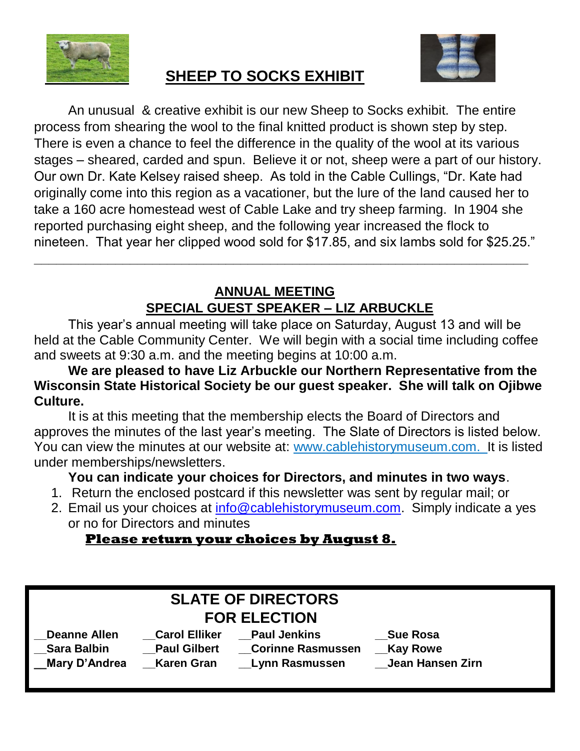## SHEEP TO SOCKS EXHIBIT

An unusual & creative exhibit is our new Sheep to Socks exhibit. The entire process from shearing the wool to the final knitted product is shown step by step. There is even a chance to feel the difference in the quality of the wool at its various stages – sheared, carded and spun. Believe it or not, sheep were a part of our history. Our own Dr. Kate Kelsey raised sheep. As told in the Cable Cullings, "Dr. Kate had originally come into this region as a vacationer, but the lure of the land caused her to take a 160 acre homestead west of Cable Lake and try sheep farming. In 1904 she reported purchasing eight sheep, and the following year increased the flock to nineteen. That year her clipped wood sold for $17.85, and six lambs sold for $25.25."

---

## ANNUAL MEETING
## SPECIAL GUEST SPEAKER – LIZ ARBUCKLE

This year's annual meeting will take place on Saturday, August 13 and will be held at the Cable Community Center. We will begin with a social time including coffee and sweets at 9:30 a.m. and the meeting begins at 10:00 a.m.

**We are pleased to have Liz Arbuckle our Northern Representative from the Wisconsin State Historical Society be our guest speaker. She will talk on Ojibwe Culture.**

It is at this meeting that the membership elects the Board of Directors and approves the minutes of the last year's meeting. The Slate of Directors is listed below. You can view the minutes at our website at: www.cablehistorymuseum.com. It is listed under memberships/newsletters.

**You can indicate your choices for Directors, and minutes in two ways**.

1. Return the enclosed postcard if this newsletter was sent by regular mail; or
2. Email us your choices at info@cablehistorymuseum.com. Simply indicate a yes or no for Directors and minutes

**Please return your choices by August 8.**

## SLATE OF DIRECTORS FOR ELECTION

| | | | |
|---|---|---|---|
| __Deanne Allen | __Carol Elliker | __Paul Jenkins | __Sue Rosa |
| __Sara Balbin | __Paul Gilbert | __Corinne Rasmussen | __Kay Rowe |
| __Mary D'Andrea | __Karen Gran | __Lynn Rasmussen | __Jean Hansen Zirn |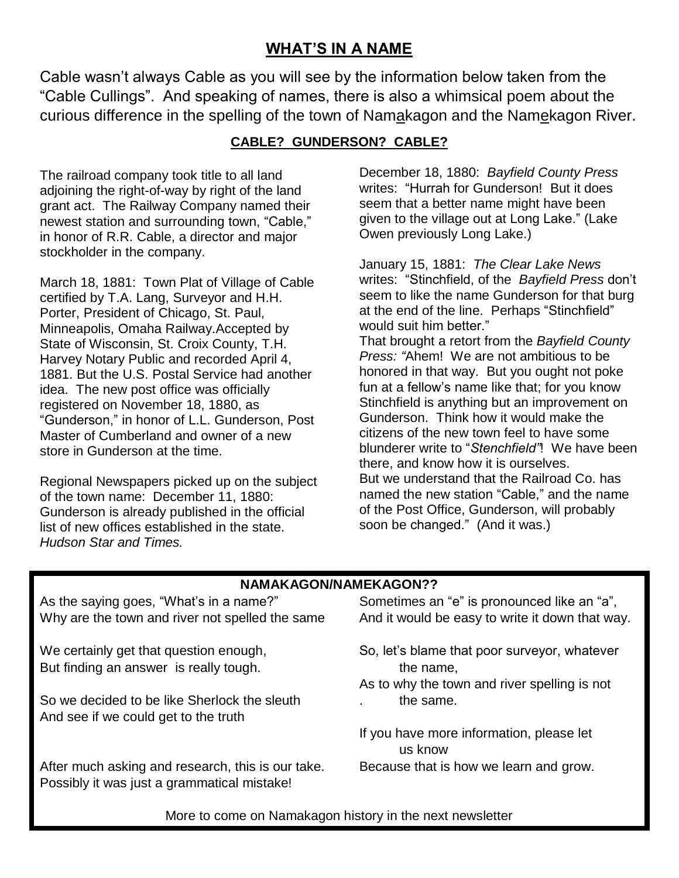## WHAT'S IN A NAME

Cable wasn't always Cable as you will see by the information below taken from the "Cable Cullings". And speaking of names, there is also a whimsical poem about the curious difference in the spelling of the town of Nam<u>a</u>kagon and the Nam<u>e</u>kagon River.

### CABLE? GUNDERSON? CABLE?

The railroad company took title to all land adjoining the right-of-way by right of the land grant act. The Railway Company named their newest station and surrounding town, "Cable," in honor of R.R. Cable, a director and major stockholder in the company.

March 18, 1881: Town Plat of Village of Cable certified by T.A. Lang, Surveyor and H.H. Porter, President of Chicago, St. Paul, Minneapolis, Omaha Railway.Accepted by State of Wisconsin, St. Croix County, T.H. Harvey Notary Public and recorded April 4, 1881. But the U.S. Postal Service had another idea. The new post office was officially registered on November 18, 1880, as "Gunderson," in honor of L.L. Gunderson, Post Master of Cumberland and owner of a new store in Gunderson at the time.

Regional Newspapers picked up on the subject of the town name: December 11, 1880: Gunderson is already published in the official list of new offices established in the state. *Hudson Star and Times.*

December 18, 1880: *Bayfield County Press* writes: "Hurrah for Gunderson! But it does seem that a better name might have been given to the village out at Long Lake." (Lake Owen previously Long Lake.)

January 15, 1881: *The Clear Lake News* writes: "Stinchfield, of the *Bayfield Press* don't seem to like the name Gunderson for that burg at the end of the line. Perhaps "Stinchfield" would suit him better."
That brought a retort from the *Bayfield County Press: "*Ahem! We are not ambitious to be honored in that way. But you ought not poke fun at a fellow's name like that; for you know Stinchfield is anything but an improvement on Gunderson. Think how it would make the citizens of the new town feel to have some blunderer write to "*Stenchfield"*! We have been there, and know how it is ourselves.
But we understand that the Railroad Co. has named the new station "Cable," and the name of the Post Office, Gunderson, will probably soon be changed." (And it was.)

### NAMAKAGON/NAMEKAGON??

As the saying goes, "What's in a name?"
Why are the town and river not spelled the same

We certainly get that question enough,
But finding an answer is really tough.

So we decided to be like Sherlock the sleuth
And see if we could get to the truth

After much asking and research, this is our take.
Possibly it was just a grammatical mistake!

Sometimes an "e" is pronounced like an "a",
And it would be easy to write it down that way.

So, let's blame that poor surveyor, whatever the name,
As to why the town and river spelling is not the same.

If you have more information, please let us know
Because that is how we learn and grow.

More to come on Namakagon history in the next newsletter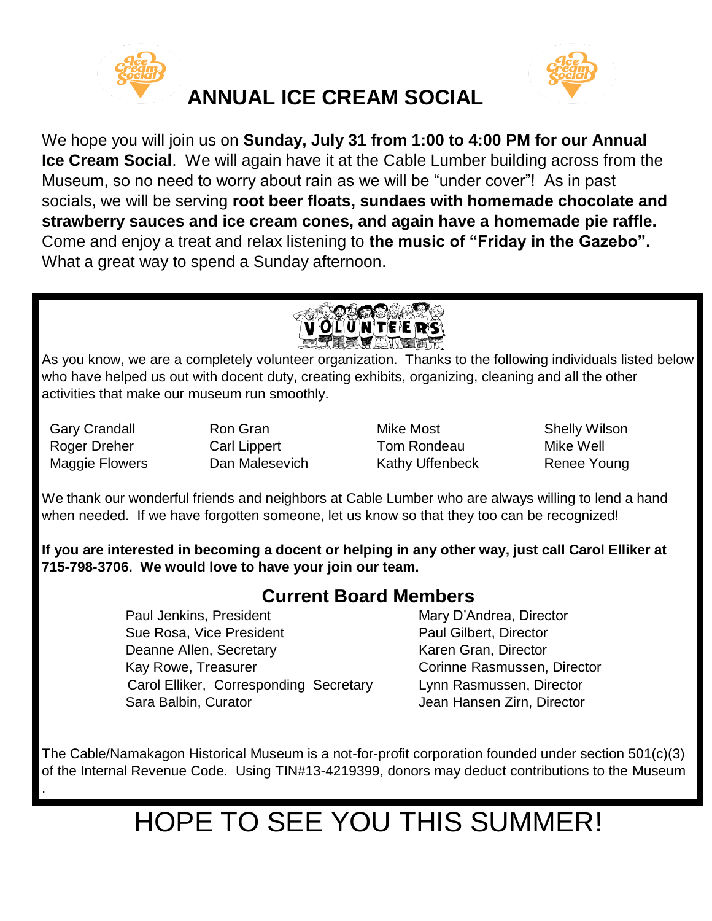# ANNUAL ICE CREAM SOCIAL

We hope you will join us on **Sunday, July 31 from 1:00 to 4:00 PM for our Annual Ice Cream Social**. We will again have it at the Cable Lumber building across from the Museum, so no need to worry about rain as we will be "under cover"! As in past socials, we will be serving **root beer floats, sundaes with homemade chocolate and strawberry sauces and ice cream cones, and again have a homemade pie raffle.** Come and enjoy a treat and relax listening to **the music of "Friday in the Gazebo".** What a great way to spend a Sunday afternoon.

As you know, we are a completely volunteer organization. Thanks to the following individuals listed below who have helped us out with docent duty, creating exhibits, organizing, cleaning and all the other activities that make our museum run smoothly.

| | | | |
|---|---|---|---|
| Gary Crandall | Ron Gran | Mike Most | Shelly Wilson |
| Roger Dreher | Carl Lippert | Tom Rondeau | Mike Well |
| Maggie Flowers | Dan Malesevich | Kathy Uffenbeck | Renee Young |

We thank our wonderful friends and neighbors at Cable Lumber who are always willing to lend a hand when needed. If we have forgotten someone, let us know so that they too can be recognized!

**If you are interested in becoming a docent or helping in any other way, just call Carol Elliker at 715-798-3706. We would love to have your join our team.**

## Current Board Members

| | |
|---|---|
| Paul Jenkins, President | Mary D'Andrea, Director |
| Sue Rosa, Vice President | Paul Gilbert, Director |
| Deanne Allen, Secretary | Karen Gran, Director |
| Kay Rowe, Treasurer | Corinne Rasmussen, Director |
| Carol Elliker, Corresponding Secretary | Lynn Rasmussen, Director |
| Sara Balbin, Curator | Jean Hansen Zirn, Director |

The Cable/Namakagon Historical Museum is a not-for-profit corporation founded under section 501(c)(3) of the Internal Revenue Code. Using TIN#13-4219399, donors may deduct contributions to the Museum .

# HOPE TO SEE YOU THIS SUMMER!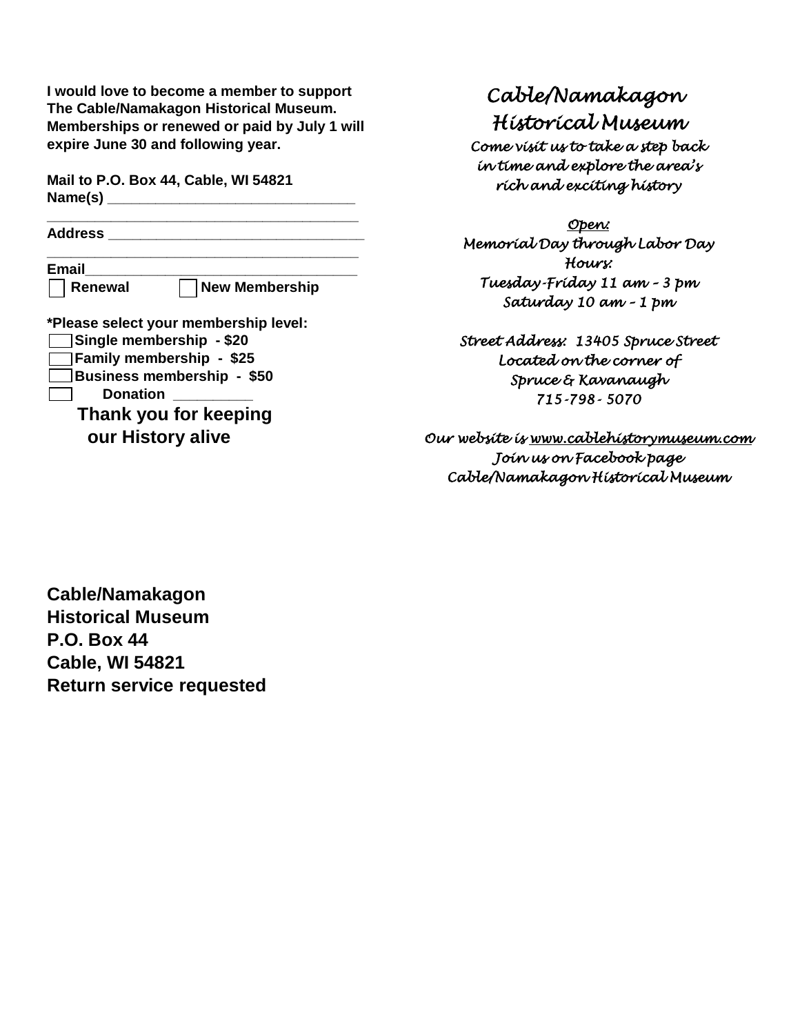**I would love to become a member to support The Cable/Namakagon Historical Museum. Memberships or renewed or paid by July 1 will expire June 30 and following year.**

**Mail to P.O. Box 44, Cable, WI 54821**

**Name(s) ________________________________**

**____________________________________**

**Address ________________________________**

**____________________________________**

**Email________________________________**

☐ **Renewal** ☐ **New Membership**

**\*Please select your membership level:**

☐ **Single membership - $20**

☐ **Family membership - $25**

☐ **Business membership - $50**

☐ **Donation __________**

**Thank you for keeping our History alive**

# *Cable/Namakagon Historical Museum*

*Come visit us to take a step back in time and explore the area's rich and exciting history*

*Open:*

*Memorial Day through Labor Day*

*Hours:*

*Tuesday-Friday 11 am – 3 pm*

*Saturday 10 am – 1 pm*

*Street Address: 13405 Spruce Street*

*Located on the corner of Spruce & Kavanaugh*

*715-798- 5070*

*Our website is www.cablehistorymuseum.com*

*Join us on Facebook page Cable/Namakagon Historical Museum*

**Cable/Namakagon**
**Historical Museum**
**P.O. Box 44**
**Cable, WI 54821**
**Return service requested**